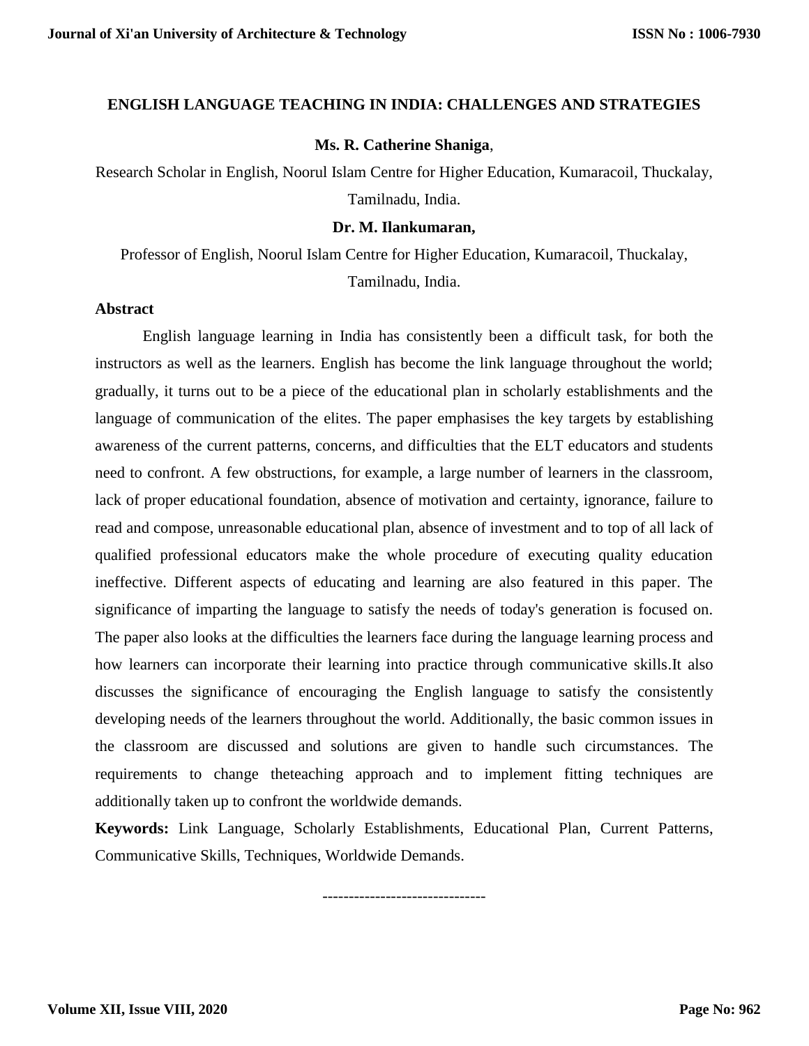# ENGLISH LANGUAGE TEACHING IN INDIA: CHALLENGES AND STRATEGIES

**Ms. R. Catherine Shaniga**,

Research Scholar in English, Noorul Islam Centre for Higher Education, Kumaracoil, Thuckalay, Tamilnadu, India.

**Dr. M. Ilankumaran,**

Professor of English, Noorul Islam Centre for Higher Education, Kumaracoil, Thuckalay, Tamilnadu, India.

## Abstract

English language learning in India has consistently been a difficult task, for both the instructors as well as the learners. English has become the link language throughout the world; gradually, it turns out to be a piece of the educational plan in scholarly establishments and the language of communication of the elites. The paper emphasises the key targets by establishing awareness of the current patterns, concerns, and difficulties that the ELT educators and students need to confront. A few obstructions, for example, a large number of learners in the classroom, lack of proper educational foundation, absence of motivation and certainty, ignorance, failure to read and compose, unreasonable educational plan, absence of investment and to top of all lack of qualified professional educators make the whole procedure of executing quality education ineffective. Different aspects of educating and learning are also featured in this paper. The significance of imparting the language to satisfy the needs of today's generation is focused on. The paper also looks at the difficulties the learners face during the language learning process and how learners can incorporate their learning into practice through communicative skills.It also discusses the significance of encouraging the English language to satisfy the consistently developing needs of the learners throughout the world. Additionally, the basic common issues in the classroom are discussed and solutions are given to handle such circumstances. The requirements to change theteaching approach and to implement fitting techniques are additionally taken up to confront the worldwide demands.

**Keywords:** Link Language, Scholarly Establishments, Educational Plan, Current Patterns, Communicative Skills, Techniques, Worldwide Demands.

-------------------------------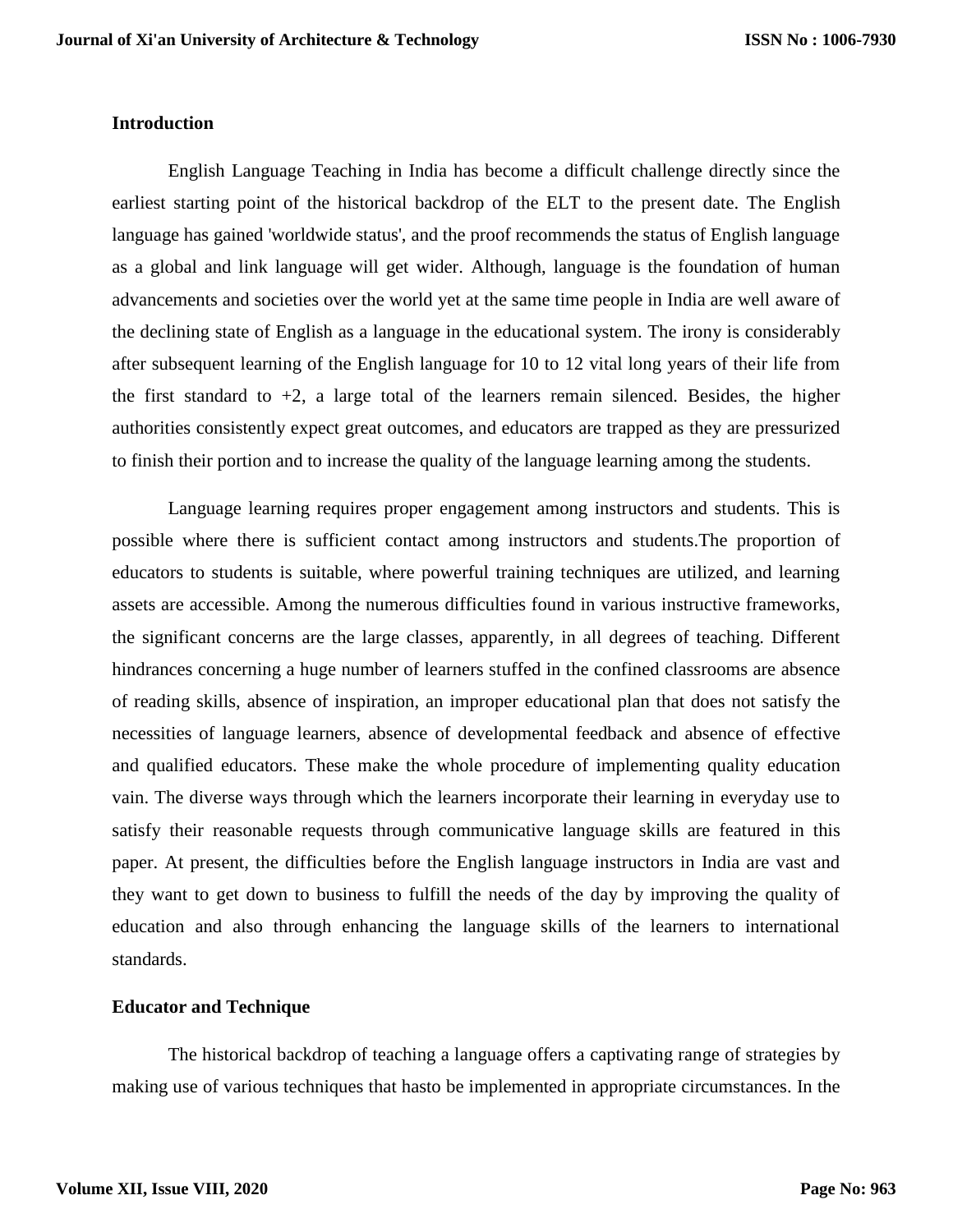## Introduction

English Language Teaching in India has become a difficult challenge directly since the earliest starting point of the historical backdrop of the ELT to the present date. The English language has gained 'worldwide status', and the proof recommends the status of English language as a global and link language will get wider. Although, language is the foundation of human advancements and societies over the world yet at the same time people in India are well aware of the declining state of English as a language in the educational system. The irony is considerably after subsequent learning of the English language for 10 to 12 vital long years of their life from the first standard to +2, a large total of the learners remain silenced. Besides, the higher authorities consistently expect great outcomes, and educators are trapped as they are pressurized to finish their portion and to increase the quality of the language learning among the students.

Language learning requires proper engagement among instructors and students. This is possible where there is sufficient contact among instructors and students.The proportion of educators to students is suitable, where powerful training techniques are utilized, and learning assets are accessible. Among the numerous difficulties found in various instructive frameworks, the significant concerns are the large classes, apparently, in all degrees of teaching. Different hindrances concerning a huge number of learners stuffed in the confined classrooms are absence of reading skills, absence of inspiration, an improper educational plan that does not satisfy the necessities of language learners, absence of developmental feedback and absence of effective and qualified educators. These make the whole procedure of implementing quality education vain. The diverse ways through which the learners incorporate their learning in everyday use to satisfy their reasonable requests through communicative language skills are featured in this paper. At present, the difficulties before the English language instructors in India are vast and they want to get down to business to fulfill the needs of the day by improving the quality of education and also through enhancing the language skills of the learners to international standards.

## Educator and Technique

The historical backdrop of teaching a language offers a captivating range of strategies by making use of various techniques that hasto be implemented in appropriate circumstances. In the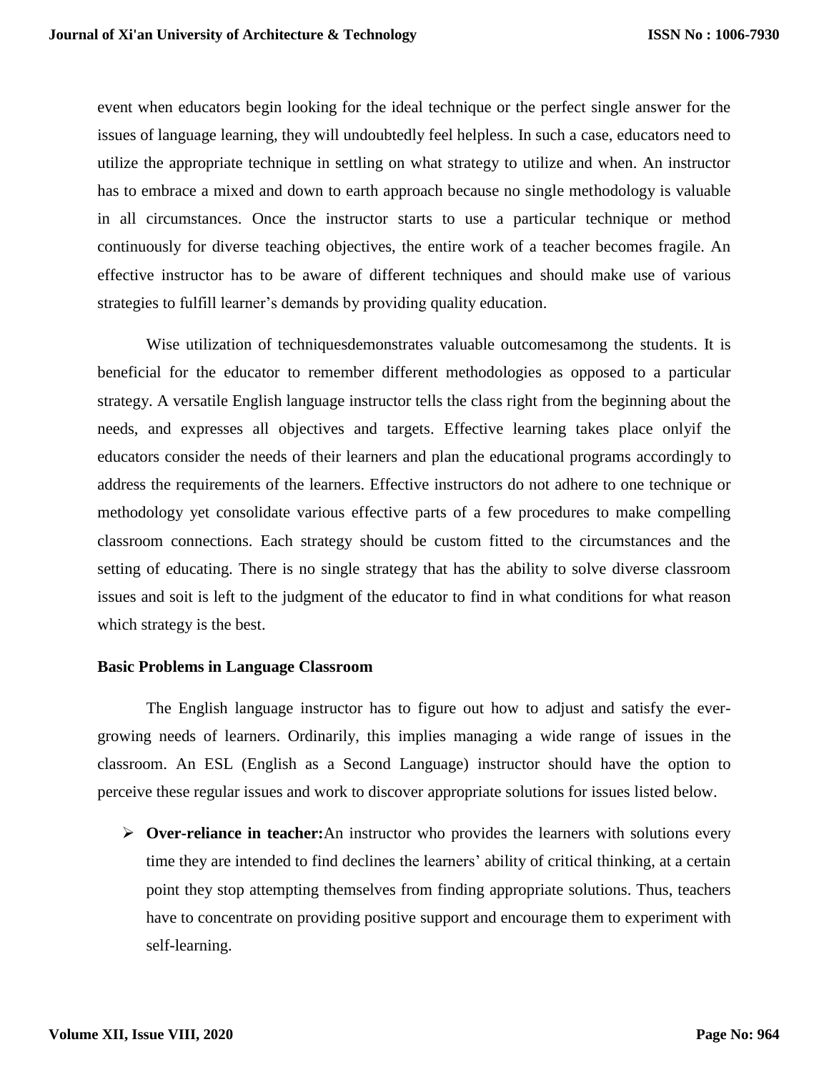event when educators begin looking for the ideal technique or the perfect single answer for the issues of language learning, they will undoubtedly feel helpless. In such a case, educators need to utilize the appropriate technique in settling on what strategy to utilize and when. An instructor has to embrace a mixed and down to earth approach because no single methodology is valuable in all circumstances. Once the instructor starts to use a particular technique or method continuously for diverse teaching objectives, the entire work of a teacher becomes fragile. An effective instructor has to be aware of different techniques and should make use of various strategies to fulfill learner's demands by providing quality education.

Wise utilization of techniquesdemonstrates valuable outcomesamong the students. It is beneficial for the educator to remember different methodologies as opposed to a particular strategy. A versatile English language instructor tells the class right from the beginning about the needs, and expresses all objectives and targets. Effective learning takes place onlyif the educators consider the needs of their learners and plan the educational programs accordingly to address the requirements of the learners. Effective instructors do not adhere to one technique or methodology yet consolidate various effective parts of a few procedures to make compelling classroom connections. Each strategy should be custom fitted to the circumstances and the setting of educating. There is no single strategy that has the ability to solve diverse classroom issues and soit is left to the judgment of the educator to find in what conditions for what reason which strategy is the best.

**Basic Problems in Language Classroom**

The English language instructor has to figure out how to adjust and satisfy the ever-growing needs of learners. Ordinarily, this implies managing a wide range of issues in the classroom. An ESL (English as a Second Language) instructor should have the option to perceive these regular issues and work to discover appropriate solutions for issues listed below.

- **Over-reliance in teacher:**An instructor who provides the learners with solutions every time they are intended to find declines the learners' ability of critical thinking, at a certain point they stop attempting themselves from finding appropriate solutions. Thus, teachers have to concentrate on providing positive support and encourage them to experiment with self-learning.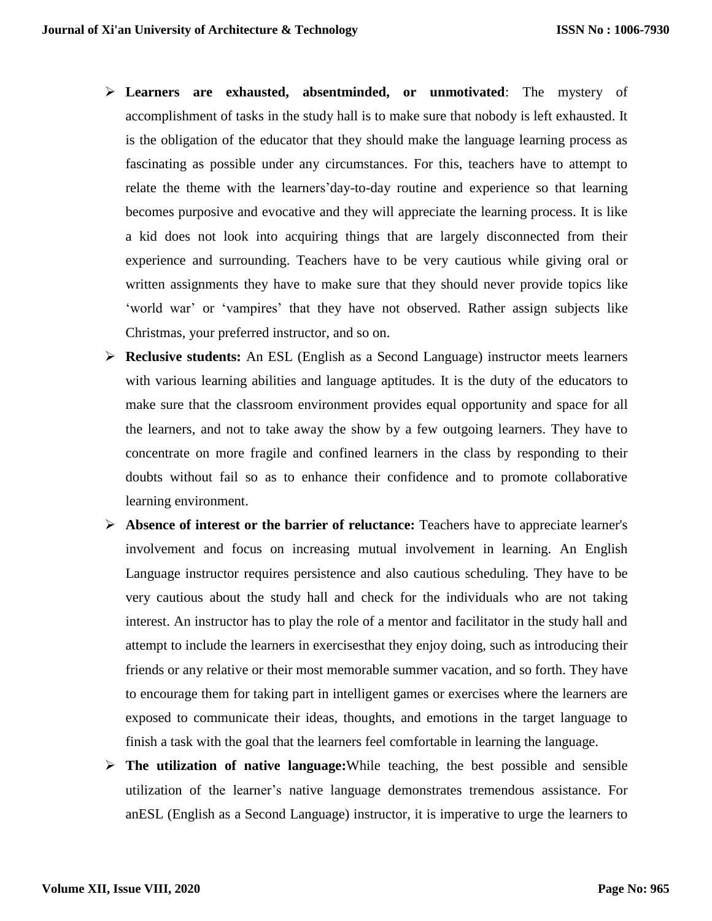- **Learners are exhausted, absentminded, or unmotivated**: The mystery of accomplishment of tasks in the study hall is to make sure that nobody is left exhausted. It is the obligation of the educator that they should make the language learning process as fascinating as possible under any circumstances. For this, teachers have to attempt to relate the theme with the learners'day-to-day routine and experience so that learning becomes purposive and evocative and they will appreciate the learning process. It is like a kid does not look into acquiring things that are largely disconnected from their experience and surrounding. Teachers have to be very cautious while giving oral or written assignments they have to make sure that they should never provide topics like 'world war' or 'vampires' that they have not observed. Rather assign subjects like Christmas, your preferred instructor, and so on.
- **Reclusive students:** An ESL (English as a Second Language) instructor meets learners with various learning abilities and language aptitudes. It is the duty of the educators to make sure that the classroom environment provides equal opportunity and space for all the learners, and not to take away the show by a few outgoing learners. They have to concentrate on more fragile and confined learners in the class by responding to their doubts without fail so as to enhance their confidence and to promote collaborative learning environment.
- **Absence of interest or the barrier of reluctance:** Teachers have to appreciate learner's involvement and focus on increasing mutual involvement in learning. An English Language instructor requires persistence and also cautious scheduling. They have to be very cautious about the study hall and check for the individuals who are not taking interest. An instructor has to play the role of a mentor and facilitator in the study hall and attempt to include the learners in exercisesthat they enjoy doing, such as introducing their friends or any relative or their most memorable summer vacation, and so forth. They have to encourage them for taking part in intelligent games or exercises where the learners are exposed to communicate their ideas, thoughts, and emotions in the target language to finish a task with the goal that the learners feel comfortable in learning the language.
- **The utilization of native language:**While teaching, the best possible and sensible utilization of the learner's native language demonstrates tremendous assistance. For anESL (English as a Second Language) instructor, it is imperative to urge the learners to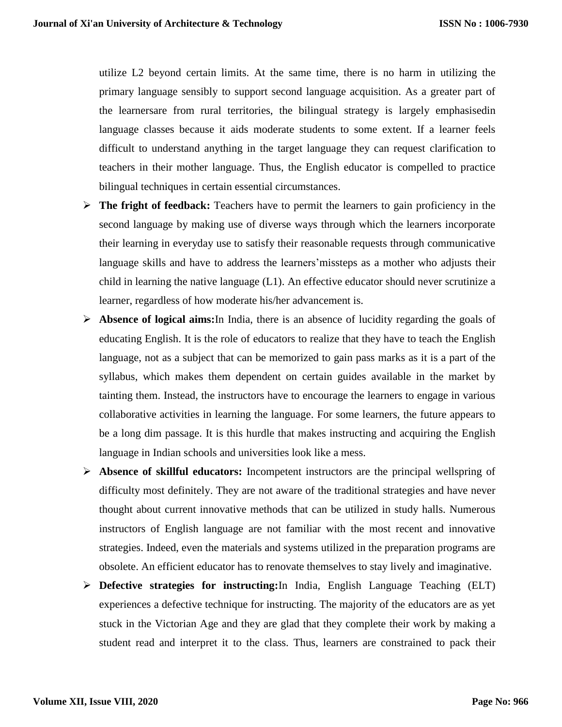utilize L2 beyond certain limits. At the same time, there is no harm in utilizing the primary language sensibly to support second language acquisition. As a greater part of the learnersare from rural territories, the bilingual strategy is largely emphasisedin language classes because it aids moderate students to some extent. If a learner feels difficult to understand anything in the target language they can request clarification to teachers in their mother language. Thus, the English educator is compelled to practice bilingual techniques in certain essential circumstances.

- **The fright of feedback:** Teachers have to permit the learners to gain proficiency in the second language by making use of diverse ways through which the learners incorporate their learning in everyday use to satisfy their reasonable requests through communicative language skills and have to address the learners'missteps as a mother who adjusts their child in learning the native language (L1). An effective educator should never scrutinize a learner, regardless of how moderate his/her advancement is.
- **Absence of logical aims:**In India, there is an absence of lucidity regarding the goals of educating English. It is the role of educators to realize that they have to teach the English language, not as a subject that can be memorized to gain pass marks as it is a part of the syllabus, which makes them dependent on certain guides available in the market by tainting them. Instead, the instructors have to encourage the learners to engage in various collaborative activities in learning the language. For some learners, the future appears to be a long dim passage. It is this hurdle that makes instructing and acquiring the English language in Indian schools and universities look like a mess.
- **Absence of skillful educators:** Incompetent instructors are the principal wellspring of difficulty most definitely. They are not aware of the traditional strategies and have never thought about current innovative methods that can be utilized in study halls. Numerous instructors of English language are not familiar with the most recent and innovative strategies. Indeed, even the materials and systems utilized in the preparation programs are obsolete. An efficient educator has to renovate themselves to stay lively and imaginative.
- **Defective strategies for instructing:**In India, English Language Teaching (ELT) experiences a defective technique for instructing. The majority of the educators are as yet stuck in the Victorian Age and they are glad that they complete their work by making a student read and interpret it to the class. Thus, learners are constrained to pack their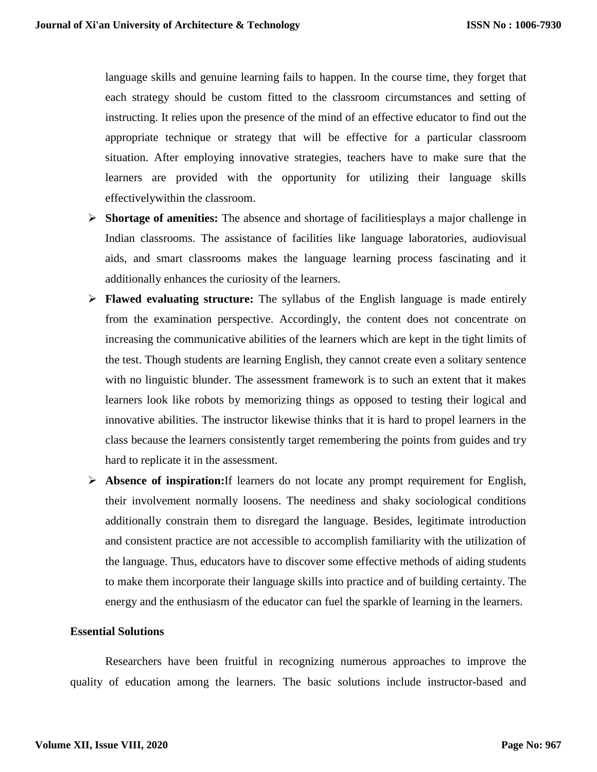language skills and genuine learning fails to happen. In the course time, they forget that each strategy should be custom fitted to the classroom circumstances and setting of instructing. It relies upon the presence of the mind of an effective educator to find out the appropriate technique or strategy that will be effective for a particular classroom situation. After employing innovative strategies, teachers have to make sure that the learners are provided with the opportunity for utilizing their language skills effectivelywithin the classroom.

- **Shortage of amenities:** The absence and shortage of facilitiesplays a major challenge in Indian classrooms. The assistance of facilities like language laboratories, audiovisual aids, and smart classrooms makes the language learning process fascinating and it additionally enhances the curiosity of the learners.
- **Flawed evaluating structure:** The syllabus of the English language is made entirely from the examination perspective. Accordingly, the content does not concentrate on increasing the communicative abilities of the learners which are kept in the tight limits of the test. Though students are learning English, they cannot create even a solitary sentence with no linguistic blunder. The assessment framework is to such an extent that it makes learners look like robots by memorizing things as opposed to testing their logical and innovative abilities. The instructor likewise thinks that it is hard to propel learners in the class because the learners consistently target remembering the points from guides and try hard to replicate it in the assessment.
- **Absence of inspiration:**If learners do not locate any prompt requirement for English, their involvement normally loosens. The neediness and shaky sociological conditions additionally constrain them to disregard the language. Besides, legitimate introduction and consistent practice are not accessible to accomplish familiarity with the utilization of the language. Thus, educators have to discover some effective methods of aiding students to make them incorporate their language skills into practice and of building certainty. The energy and the enthusiasm of the educator can fuel the sparkle of learning in the learners.

**Essential Solutions**

Researchers have been fruitful in recognizing numerous approaches to improve the quality of education among the learners. The basic solutions include instructor-based and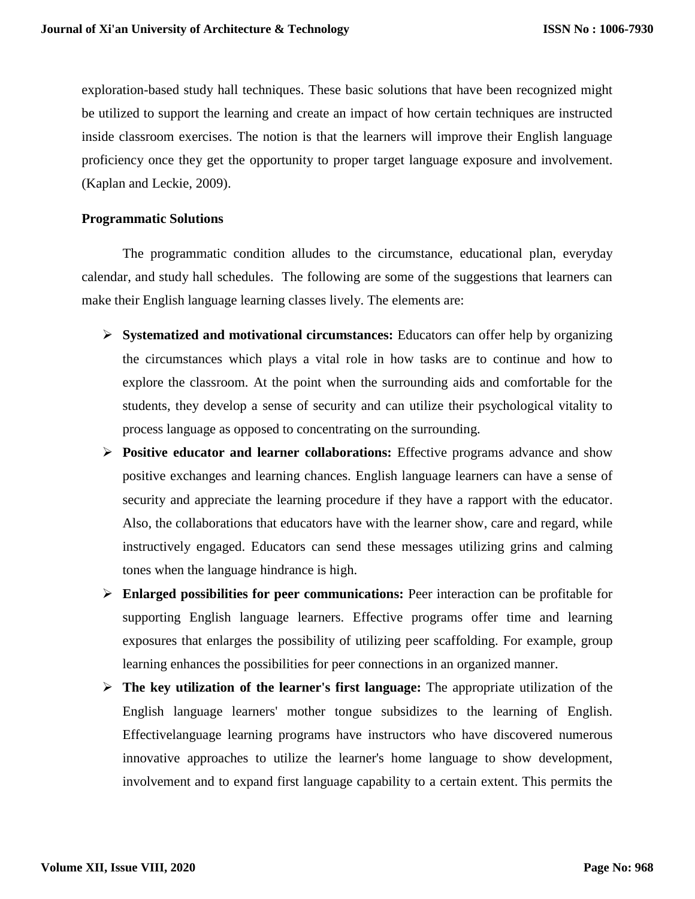exploration-based study hall techniques. These basic solutions that have been recognized might be utilized to support the learning and create an impact of how certain techniques are instructed inside classroom exercises. The notion is that the learners will improve their English language proficiency once they get the opportunity to proper target language exposure and involvement. (Kaplan and Leckie, 2009).

**Programmatic Solutions**

The programmatic condition alludes to the circumstance, educational plan, everyday calendar, and study hall schedules. The following are some of the suggestions that learners can make their English language learning classes lively. The elements are:

- **Systematized and motivational circumstances:** Educators can offer help by organizing the circumstances which plays a vital role in how tasks are to continue and how to explore the classroom. At the point when the surrounding aids and comfortable for the students, they develop a sense of security and can utilize their psychological vitality to process language as opposed to concentrating on the surrounding.
- **Positive educator and learner collaborations:** Effective programs advance and show positive exchanges and learning chances. English language learners can have a sense of security and appreciate the learning procedure if they have a rapport with the educator. Also, the collaborations that educators have with the learner show, care and regard, while instructively engaged. Educators can send these messages utilizing grins and calming tones when the language hindrance is high.
- **Enlarged possibilities for peer communications:** Peer interaction can be profitable for supporting English language learners. Effective programs offer time and learning exposures that enlarges the possibility of utilizing peer scaffolding. For example, group learning enhances the possibilities for peer connections in an organized manner.
- **The key utilization of the learner's first language:** The appropriate utilization of the English language learners' mother tongue subsidizes to the learning of English. Effectivelanguage learning programs have instructors who have discovered numerous innovative approaches to utilize the learner's home language to show development, involvement and to expand first language capability to a certain extent. This permits the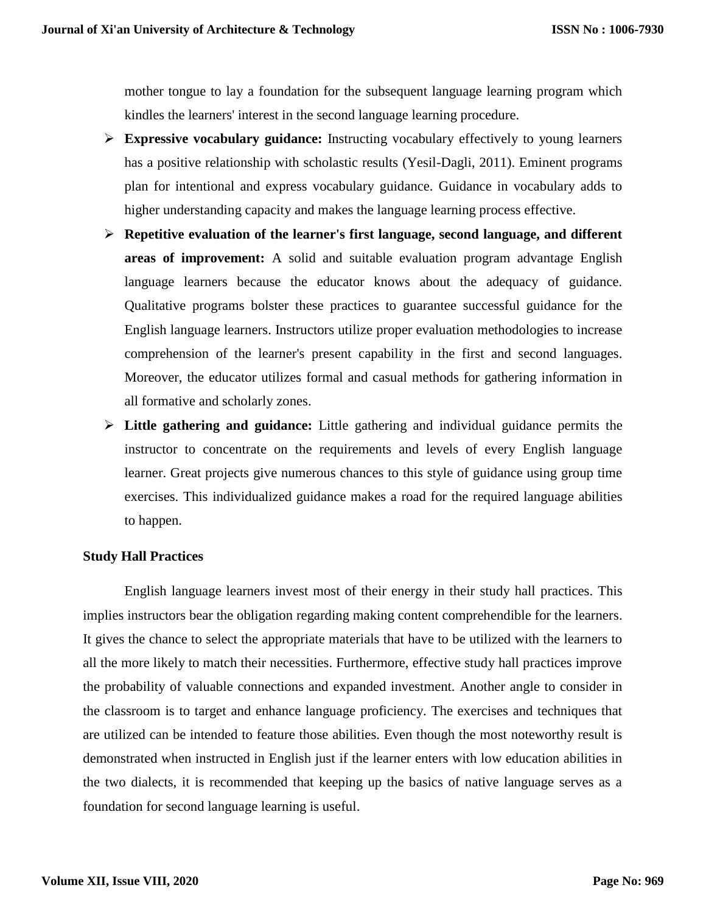mother tongue to lay a foundation for the subsequent language learning program which kindles the learners' interest in the second language learning procedure.

- **Expressive vocabulary guidance:** Instructing vocabulary effectively to young learners has a positive relationship with scholastic results (Yesil-Dagli, 2011). Eminent programs plan for intentional and express vocabulary guidance. Guidance in vocabulary adds to higher understanding capacity and makes the language learning process effective.
- **Repetitive evaluation of the learner's first language, second language, and different areas of improvement:** A solid and suitable evaluation program advantage English language learners because the educator knows about the adequacy of guidance. Qualitative programs bolster these practices to guarantee successful guidance for the English language learners. Instructors utilize proper evaluation methodologies to increase comprehension of the learner's present capability in the first and second languages. Moreover, the educator utilizes formal and casual methods for gathering information in all formative and scholarly zones.
- **Little gathering and guidance:** Little gathering and individual guidance permits the instructor to concentrate on the requirements and levels of every English language learner. Great projects give numerous chances to this style of guidance using group time exercises. This individualized guidance makes a road for the required language abilities to happen.

### Study Hall Practices

English language learners invest most of their energy in their study hall practices. This implies instructors bear the obligation regarding making content comprehendible for the learners. It gives the chance to select the appropriate materials that have to be utilized with the learners to all the more likely to match their necessities. Furthermore, effective study hall practices improve the probability of valuable connections and expanded investment. Another angle to consider in the classroom is to target and enhance language proficiency. The exercises and techniques that are utilized can be intended to feature those abilities. Even though the most noteworthy result is demonstrated when instructed in English just if the learner enters with low education abilities in the two dialects, it is recommended that keeping up the basics of native language serves as a foundation for second language learning is useful.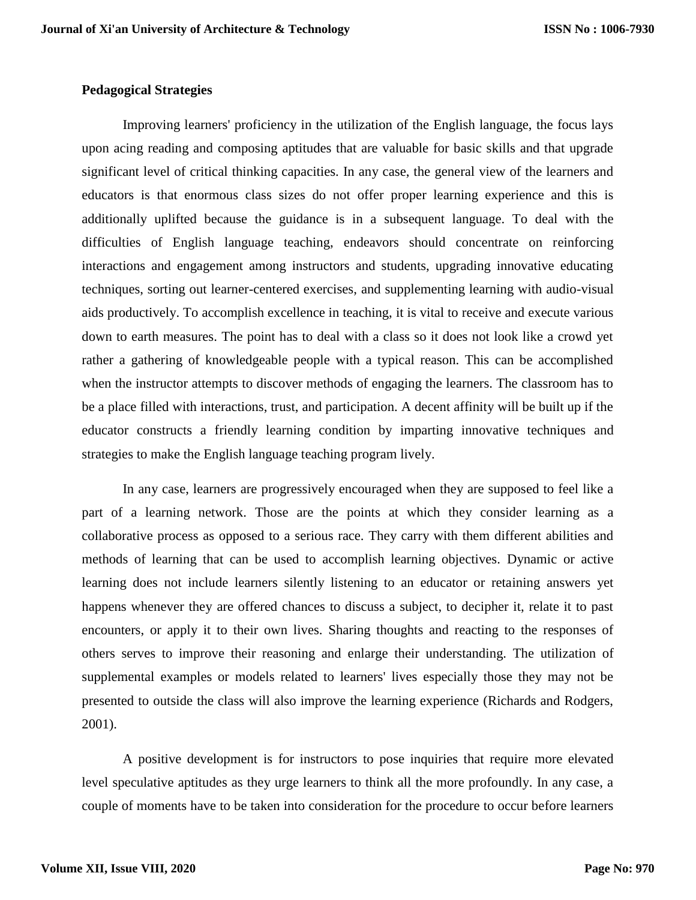### Pedagogical Strategies

Improving learners' proficiency in the utilization of the English language, the focus lays upon acing reading and composing aptitudes that are valuable for basic skills and that upgrade significant level of critical thinking capacities. In any case, the general view of the learners and educators is that enormous class sizes do not offer proper learning experience and this is additionally uplifted because the guidance is in a subsequent language. To deal with the difficulties of English language teaching, endeavors should concentrate on reinforcing interactions and engagement among instructors and students, upgrading innovative educating techniques, sorting out learner-centered exercises, and supplementing learning with audio-visual aids productively. To accomplish excellence in teaching, it is vital to receive and execute various down to earth measures. The point has to deal with a class so it does not look like a crowd yet rather a gathering of knowledgeable people with a typical reason. This can be accomplished when the instructor attempts to discover methods of engaging the learners. The classroom has to be a place filled with interactions, trust, and participation. A decent affinity will be built up if the educator constructs a friendly learning condition by imparting innovative techniques and strategies to make the English language teaching program lively.

In any case, learners are progressively encouraged when they are supposed to feel like a part of a learning network. Those are the points at which they consider learning as a collaborative process as opposed to a serious race. They carry with them different abilities and methods of learning that can be used to accomplish learning objectives. Dynamic or active learning does not include learners silently listening to an educator or retaining answers yet happens whenever they are offered chances to discuss a subject, to decipher it, relate it to past encounters, or apply it to their own lives. Sharing thoughts and reacting to the responses of others serves to improve their reasoning and enlarge their understanding. The utilization of supplemental examples or models related to learners' lives especially those they may not be presented to outside the class will also improve the learning experience (Richards and Rodgers, 2001).

A positive development is for instructors to pose inquiries that require more elevated level speculative aptitudes as they urge learners to think all the more profoundly. In any case, a couple of moments have to be taken into consideration for the procedure to occur before learners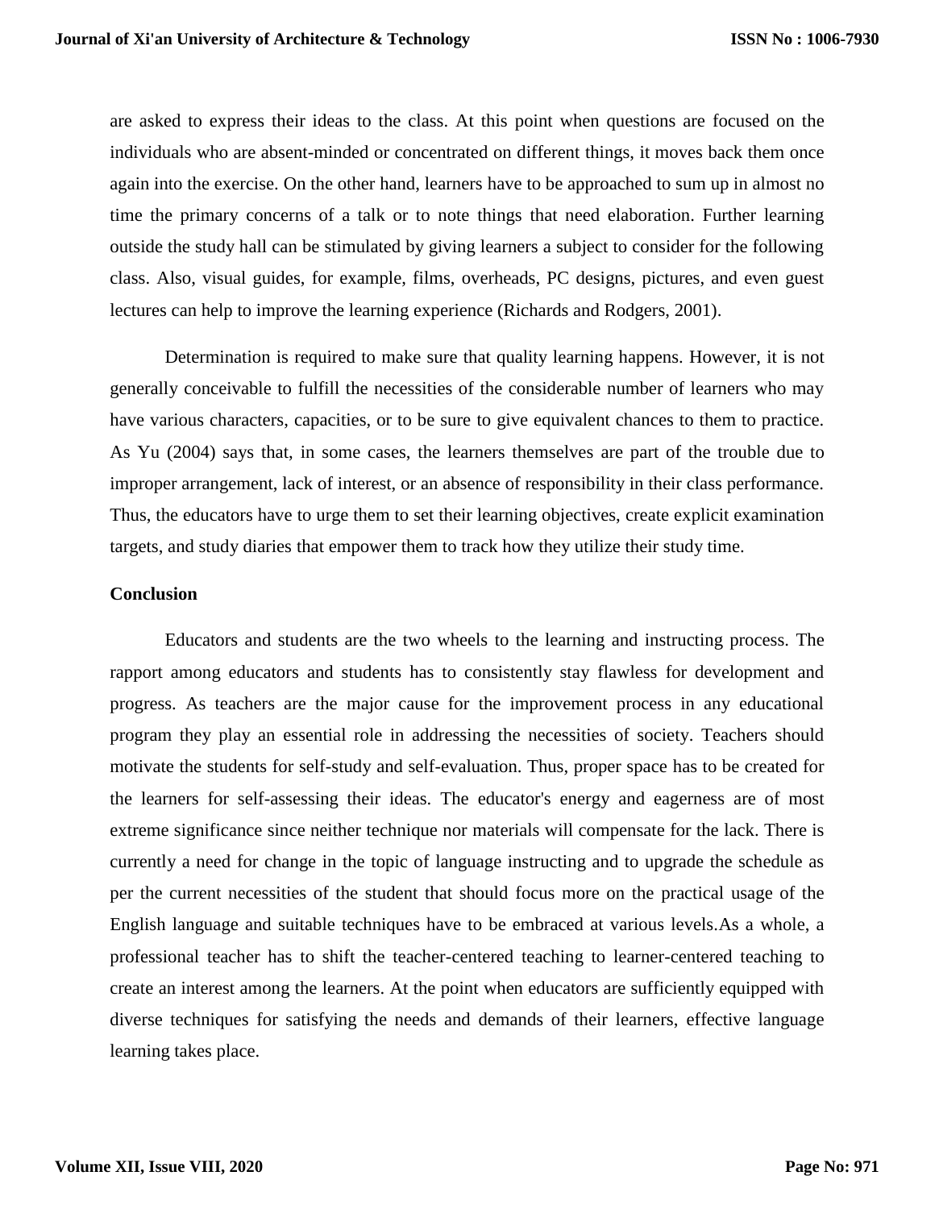are asked to express their ideas to the class. At this point when questions are focused on the individuals who are absent-minded or concentrated on different things, it moves back them once again into the exercise. On the other hand, learners have to be approached to sum up in almost no time the primary concerns of a talk or to note things that need elaboration. Further learning outside the study hall can be stimulated by giving learners a subject to consider for the following class. Also, visual guides, for example, films, overheads, PC designs, pictures, and even guest lectures can help to improve the learning experience (Richards and Rodgers, 2001).

Determination is required to make sure that quality learning happens. However, it is not generally conceivable to fulfill the necessities of the considerable number of learners who may have various characters, capacities, or to be sure to give equivalent chances to them to practice. As Yu (2004) says that, in some cases, the learners themselves are part of the trouble due to improper arrangement, lack of interest, or an absence of responsibility in their class performance. Thus, the educators have to urge them to set their learning objectives, create explicit examination targets, and study diaries that empower them to track how they utilize their study time.

**Conclusion**

Educators and students are the two wheels to the learning and instructing process. The rapport among educators and students has to consistently stay flawless for development and progress. As teachers are the major cause for the improvement process in any educational program they play an essential role in addressing the necessities of society. Teachers should motivate the students for self-study and self-evaluation. Thus, proper space has to be created for the learners for self-assessing their ideas. The educator's energy and eagerness are of most extreme significance since neither technique nor materials will compensate for the lack. There is currently a need for change in the topic of language instructing and to upgrade the schedule as per the current necessities of the student that should focus more on the practical usage of the English language and suitable techniques have to be embraced at various levels.As a whole, a professional teacher has to shift the teacher-centered teaching to learner-centered teaching to create an interest among the learners. At the point when educators are sufficiently equipped with diverse techniques for satisfying the needs and demands of their learners, effective language learning takes place.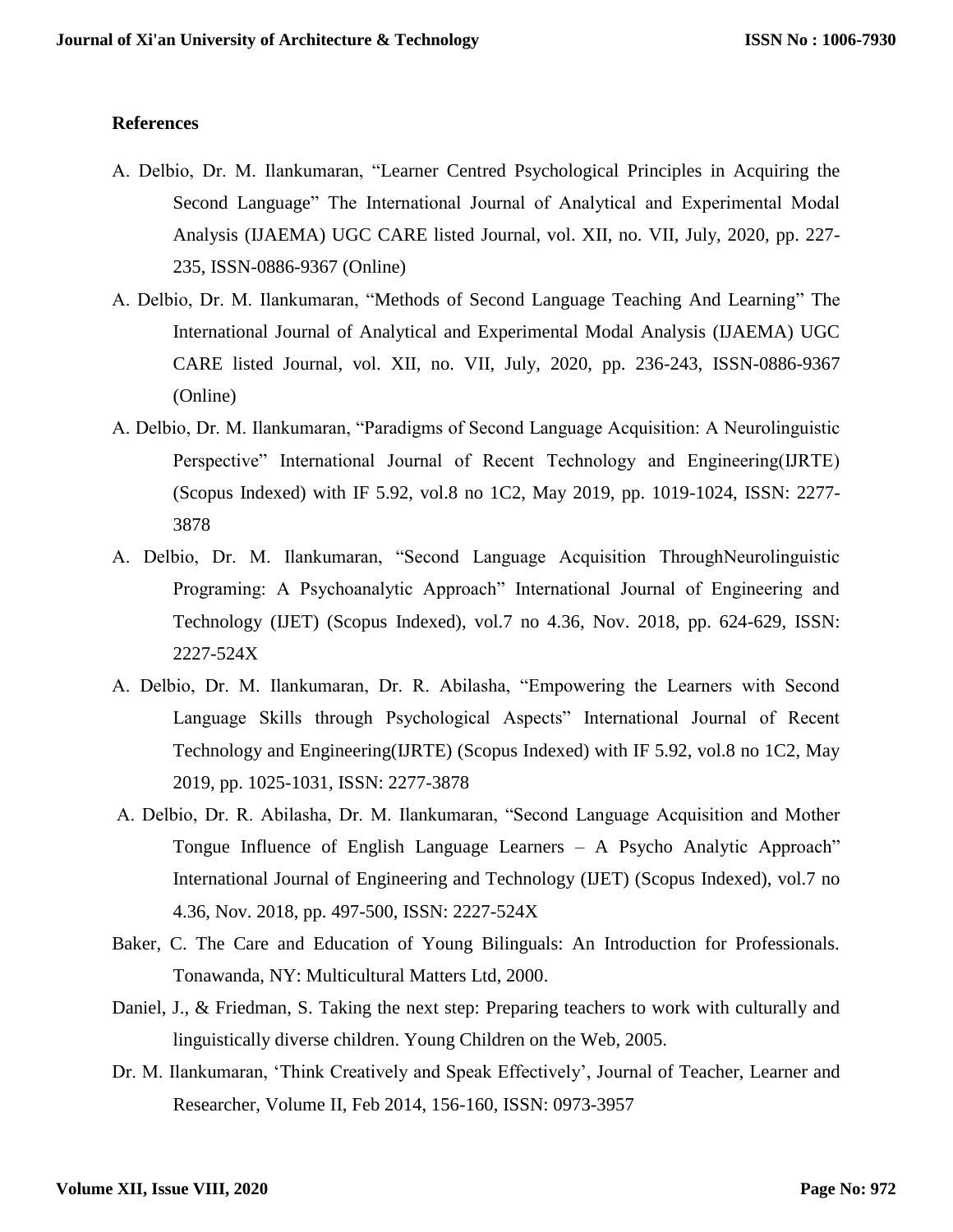**References**

A. Delbio, Dr. M. Ilankumaran, "Learner Centred Psychological Principles in Acquiring the Second Language" The International Journal of Analytical and Experimental Modal Analysis (IJAEMA) UGC CARE listed Journal, vol. XII, no. VII, July, 2020, pp. 227-235, ISSN-0886-9367 (Online)

A. Delbio, Dr. M. Ilankumaran, "Methods of Second Language Teaching And Learning" The International Journal of Analytical and Experimental Modal Analysis (IJAEMA) UGC CARE listed Journal, vol. XII, no. VII, July, 2020, pp. 236-243, ISSN-0886-9367 (Online)

A. Delbio, Dr. M. Ilankumaran, "Paradigms of Second Language Acquisition: A Neurolinguistic Perspective" International Journal of Recent Technology and Engineering(IJRTE) (Scopus Indexed) with IF 5.92, vol.8 no 1C2, May 2019, pp. 1019-1024, ISSN: 2277-3878

A. Delbio, Dr. M. Ilankumaran, "Second Language Acquisition ThroughNeurolinguistic Programing: A Psychoanalytic Approach" International Journal of Engineering and Technology (IJET) (Scopus Indexed), vol.7 no 4.36, Nov. 2018, pp. 624-629, ISSN: 2227-524X

A. Delbio, Dr. M. Ilankumaran, Dr. R. Abilasha, "Empowering the Learners with Second Language Skills through Psychological Aspects" International Journal of Recent Technology and Engineering(IJRTE) (Scopus Indexed) with IF 5.92, vol.8 no 1C2, May 2019, pp. 1025-1031, ISSN: 2277-3878

A. Delbio, Dr. R. Abilasha, Dr. M. Ilankumaran, "Second Language Acquisition and Mother Tongue Influence of English Language Learners – A Psycho Analytic Approach" International Journal of Engineering and Technology (IJET) (Scopus Indexed), vol.7 no 4.36, Nov. 2018, pp. 497-500, ISSN: 2227-524X

Baker, C. The Care and Education of Young Bilinguals: An Introduction for Professionals. Tonawanda, NY: Multicultural Matters Ltd, 2000.

Daniel, J., & Friedman, S. Taking the next step: Preparing teachers to work with culturally and linguistically diverse children. Young Children on the Web, 2005.

Dr. M. Ilankumaran, 'Think Creatively and Speak Effectively', Journal of Teacher, Learner and Researcher, Volume II, Feb 2014, 156-160, ISSN: 0973-3957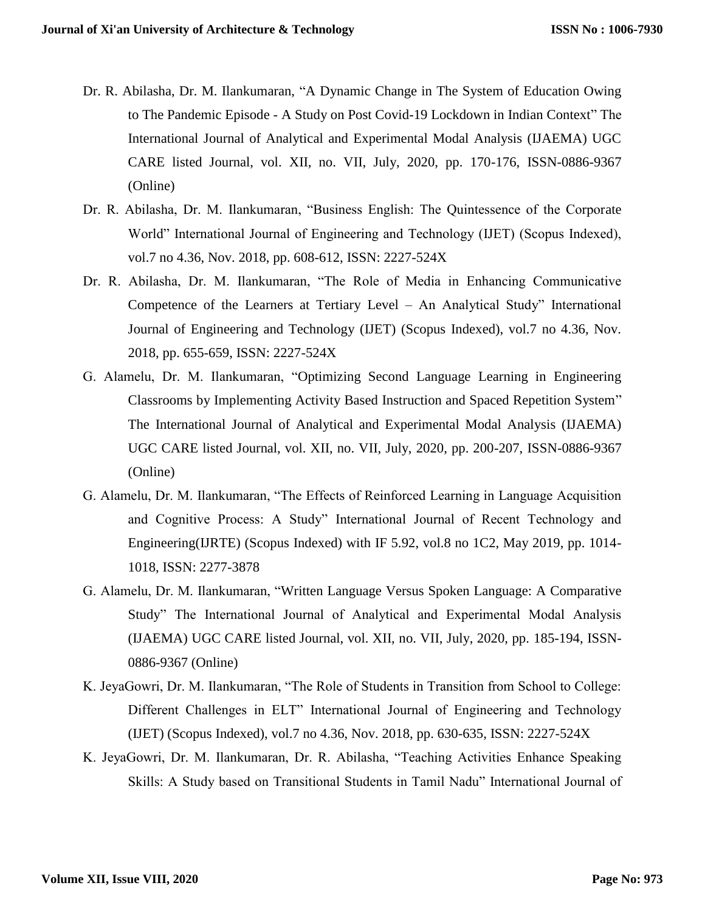Dr. R. Abilasha, Dr. M. Ilankumaran, "A Dynamic Change in The System of Education Owing to The Pandemic Episode - A Study on Post Covid-19 Lockdown in Indian Context" The International Journal of Analytical and Experimental Modal Analysis (IJAEMA) UGC CARE listed Journal, vol. XII, no. VII, July, 2020, pp. 170-176, ISSN-0886-9367 (Online)

Dr. R. Abilasha, Dr. M. Ilankumaran, "Business English: The Quintessence of the Corporate World" International Journal of Engineering and Technology (IJET) (Scopus Indexed), vol.7 no 4.36, Nov. 2018, pp. 608-612, ISSN: 2227-524X

Dr. R. Abilasha, Dr. M. Ilankumaran, "The Role of Media in Enhancing Communicative Competence of the Learners at Tertiary Level – An Analytical Study" International Journal of Engineering and Technology (IJET) (Scopus Indexed), vol.7 no 4.36, Nov. 2018, pp. 655-659, ISSN: 2227-524X

G. Alamelu, Dr. M. Ilankumaran, "Optimizing Second Language Learning in Engineering Classrooms by Implementing Activity Based Instruction and Spaced Repetition System" The International Journal of Analytical and Experimental Modal Analysis (IJAEMA) UGC CARE listed Journal, vol. XII, no. VII, July, 2020, pp. 200-207, ISSN-0886-9367 (Online)

G. Alamelu, Dr. M. Ilankumaran, "The Effects of Reinforced Learning in Language Acquisition and Cognitive Process: A Study" International Journal of Recent Technology and Engineering(IJRTE) (Scopus Indexed) with IF 5.92, vol.8 no 1C2, May 2019, pp. 1014-1018, ISSN: 2277-3878

G. Alamelu, Dr. M. Ilankumaran, "Written Language Versus Spoken Language: A Comparative Study" The International Journal of Analytical and Experimental Modal Analysis (IJAEMA) UGC CARE listed Journal, vol. XII, no. VII, July, 2020, pp. 185-194, ISSN-0886-9367 (Online)

K. JeyaGowri, Dr. M. Ilankumaran, "The Role of Students in Transition from School to College: Different Challenges in ELT" International Journal of Engineering and Technology (IJET) (Scopus Indexed), vol.7 no 4.36, Nov. 2018, pp. 630-635, ISSN: 2227-524X

K. JeyaGowri, Dr. M. Ilankumaran, Dr. R. Abilasha, "Teaching Activities Enhance Speaking Skills: A Study based on Transitional Students in Tamil Nadu" International Journal of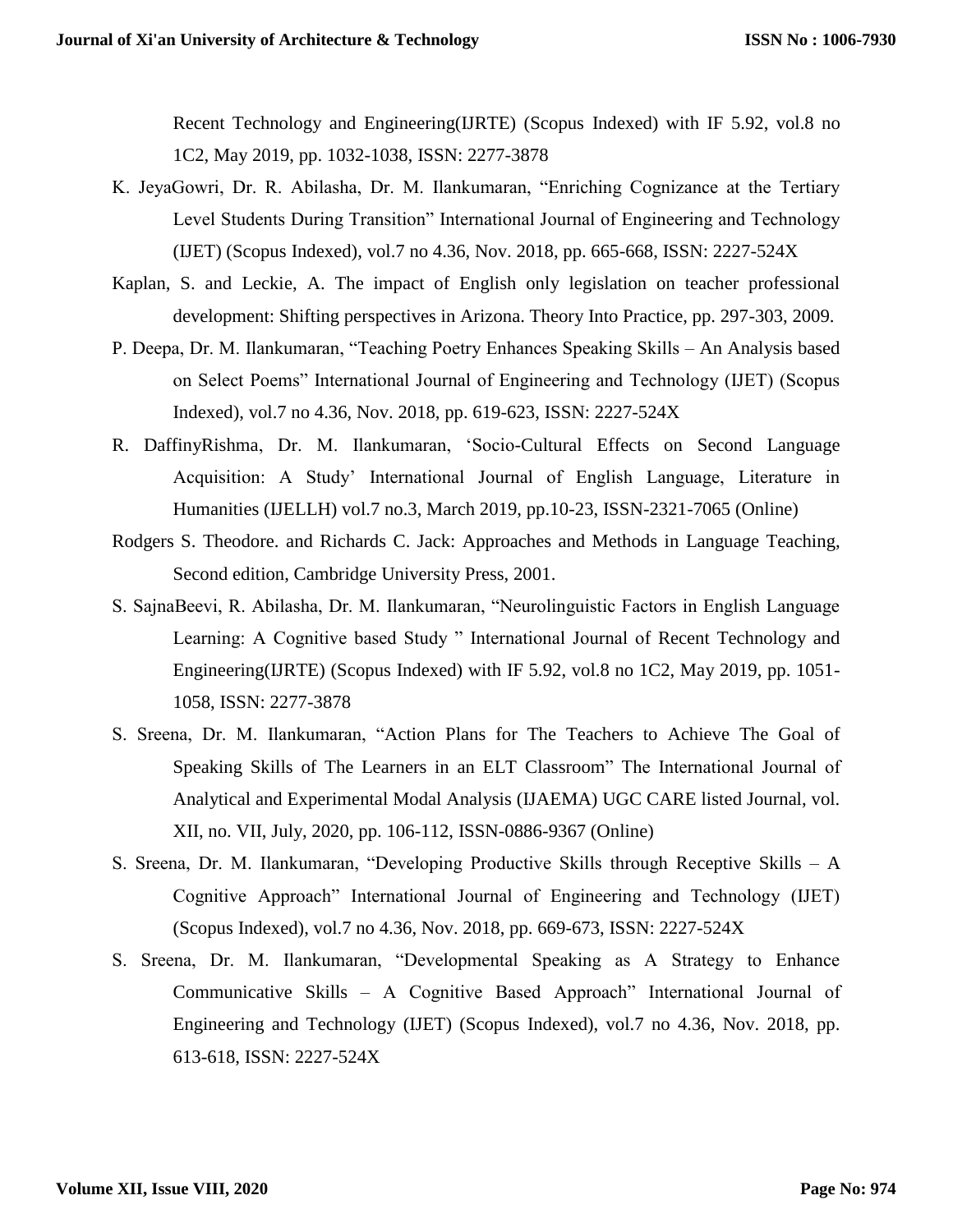Recent Technology and Engineering(IJRTE) (Scopus Indexed) with IF 5.92, vol.8 no 1C2, May 2019, pp. 1032-1038, ISSN: 2277-3878

K. JeyaGowri, Dr. R. Abilasha, Dr. M. Ilankumaran, "Enriching Cognizance at the Tertiary Level Students During Transition" International Journal of Engineering and Technology (IJET) (Scopus Indexed), vol.7 no 4.36, Nov. 2018, pp. 665-668, ISSN: 2227-524X

Kaplan, S. and Leckie, A. The impact of English only legislation on teacher professional development: Shifting perspectives in Arizona. Theory Into Practice, pp. 297-303, 2009.

P. Deepa, Dr. M. Ilankumaran, "Teaching Poetry Enhances Speaking Skills – An Analysis based on Select Poems" International Journal of Engineering and Technology (IJET) (Scopus Indexed), vol.7 no 4.36, Nov. 2018, pp. 619-623, ISSN: 2227-524X

R. DaffinyRishma, Dr. M. Ilankumaran, 'Socio-Cultural Effects on Second Language Acquisition: A Study' International Journal of English Language, Literature in Humanities (IJELLH) vol.7 no.3, March 2019, pp.10-23, ISSN-2321-7065 (Online)

Rodgers S. Theodore. and Richards C. Jack: Approaches and Methods in Language Teaching, Second edition, Cambridge University Press, 2001.

S. SajnaBeevi, R. Abilasha, Dr. M. Ilankumaran, "Neurolinguistic Factors in English Language Learning: A Cognitive based Study " International Journal of Recent Technology and Engineering(IJRTE) (Scopus Indexed) with IF 5.92, vol.8 no 1C2, May 2019, pp. 1051-1058, ISSN: 2277-3878

S. Sreena, Dr. M. Ilankumaran, "Action Plans for The Teachers to Achieve The Goal of Speaking Skills of The Learners in an ELT Classroom" The International Journal of Analytical and Experimental Modal Analysis (IJAEMA) UGC CARE listed Journal, vol. XII, no. VII, July, 2020, pp. 106-112, ISSN-0886-9367 (Online)

S. Sreena, Dr. M. Ilankumaran, "Developing Productive Skills through Receptive Skills – A Cognitive Approach" International Journal of Engineering and Technology (IJET) (Scopus Indexed), vol.7 no 4.36, Nov. 2018, pp. 669-673, ISSN: 2227-524X

S. Sreena, Dr. M. Ilankumaran, "Developmental Speaking as A Strategy to Enhance Communicative Skills – A Cognitive Based Approach" International Journal of Engineering and Technology (IJET) (Scopus Indexed), vol.7 no 4.36, Nov. 2018, pp. 613-618, ISSN: 2227-524X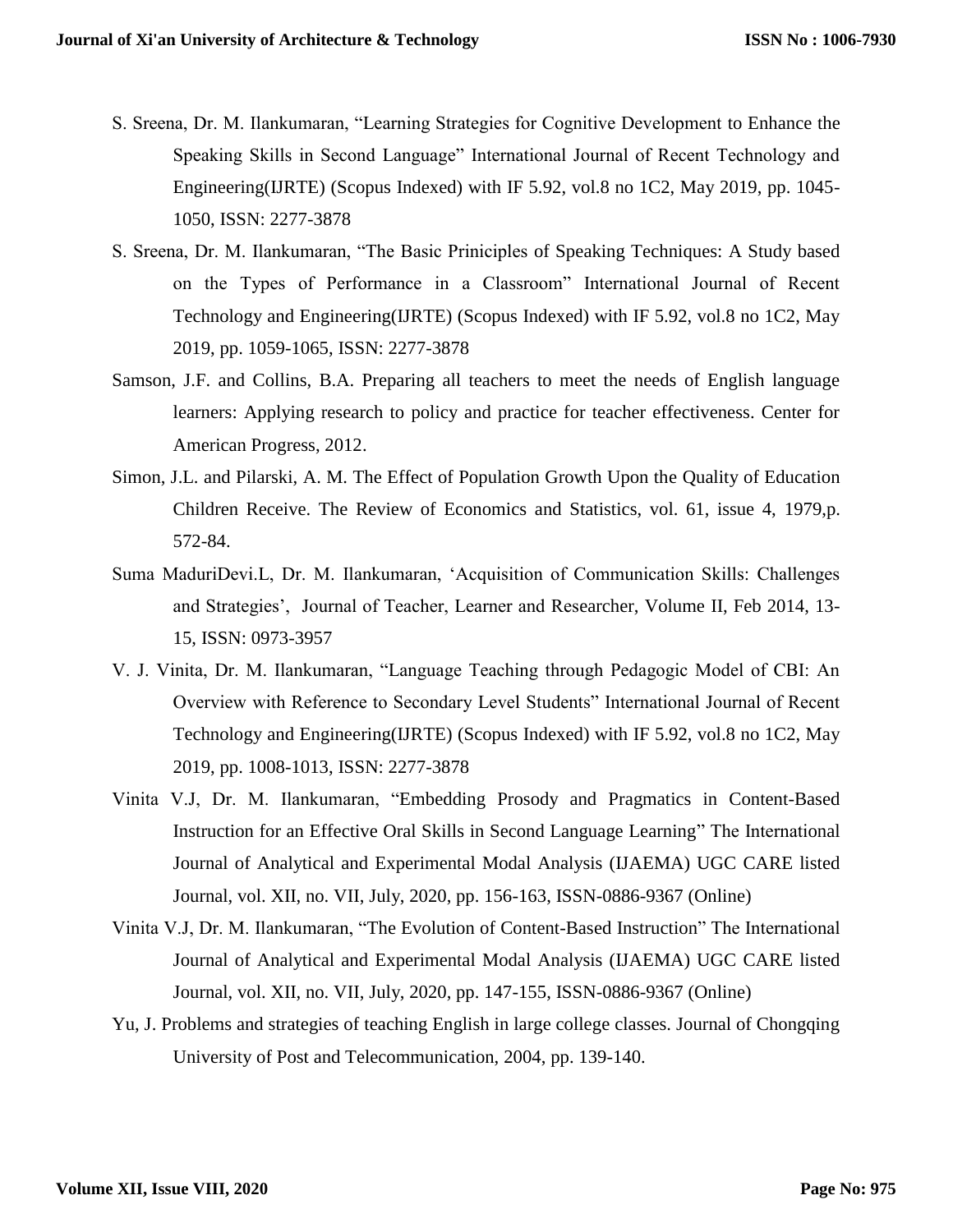S. Sreena, Dr. M. Ilankumaran, "Learning Strategies for Cognitive Development to Enhance the Speaking Skills in Second Language" International Journal of Recent Technology and Engineering(IJRTE) (Scopus Indexed) with IF 5.92, vol.8 no 1C2, May 2019, pp. 1045-1050, ISSN: 2277-3878

S. Sreena, Dr. M. Ilankumaran, "The Basic Priniciples of Speaking Techniques: A Study based on the Types of Performance in a Classroom" International Journal of Recent Technology and Engineering(IJRTE) (Scopus Indexed) with IF 5.92, vol.8 no 1C2, May 2019, pp. 1059-1065, ISSN: 2277-3878

Samson, J.F. and Collins, B.A. Preparing all teachers to meet the needs of English language learners: Applying research to policy and practice for teacher effectiveness. Center for American Progress, 2012.

Simon, J.L. and Pilarski, A. M. The Effect of Population Growth Upon the Quality of Education Children Receive. The Review of Economics and Statistics, vol. 61, issue 4, 1979,p. 572-84.

Suma MaduriDevi.L, Dr. M. Ilankumaran, 'Acquisition of Communication Skills: Challenges and Strategies', Journal of Teacher, Learner and Researcher, Volume II, Feb 2014, 13-15, ISSN: 0973-3957

V. J. Vinita, Dr. M. Ilankumaran, "Language Teaching through Pedagogic Model of CBI: An Overview with Reference to Secondary Level Students" International Journal of Recent Technology and Engineering(IJRTE) (Scopus Indexed) with IF 5.92, vol.8 no 1C2, May 2019, pp. 1008-1013, ISSN: 2277-3878

Vinita V.J, Dr. M. Ilankumaran, "Embedding Prosody and Pragmatics in Content-Based Instruction for an Effective Oral Skills in Second Language Learning" The International Journal of Analytical and Experimental Modal Analysis (IJAEMA) UGC CARE listed Journal, vol. XII, no. VII, July, 2020, pp. 156-163, ISSN-0886-9367 (Online)

Vinita V.J, Dr. M. Ilankumaran, "The Evolution of Content-Based Instruction" The International Journal of Analytical and Experimental Modal Analysis (IJAEMA) UGC CARE listed Journal, vol. XII, no. VII, July, 2020, pp. 147-155, ISSN-0886-9367 (Online)

Yu, J. Problems and strategies of teaching English in large college classes. Journal of Chongqing University of Post and Telecommunication, 2004, pp. 139-140.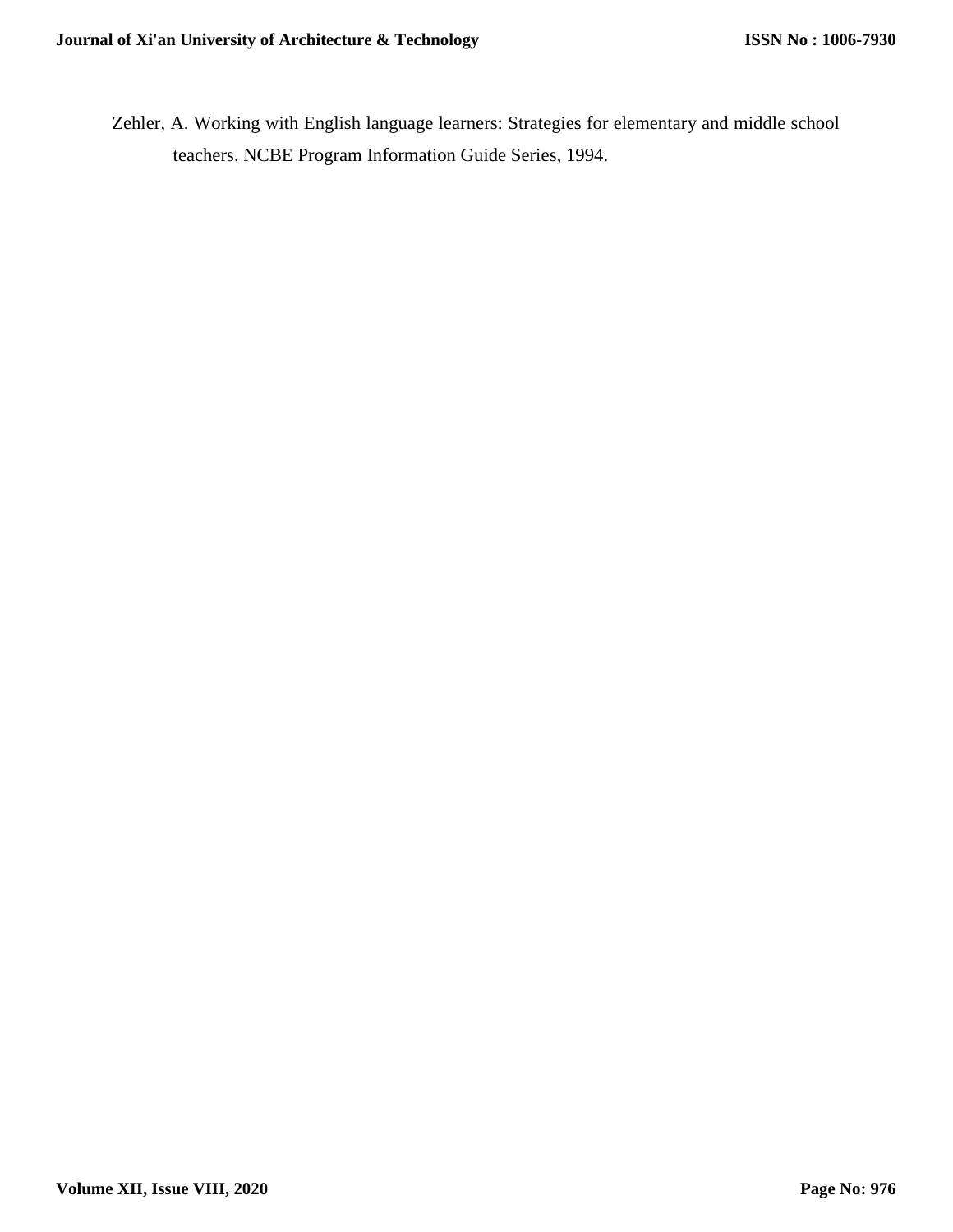Zehler, A. Working with English language learners: Strategies for elementary and middle school teachers. NCBE Program Information Guide Series, 1994.